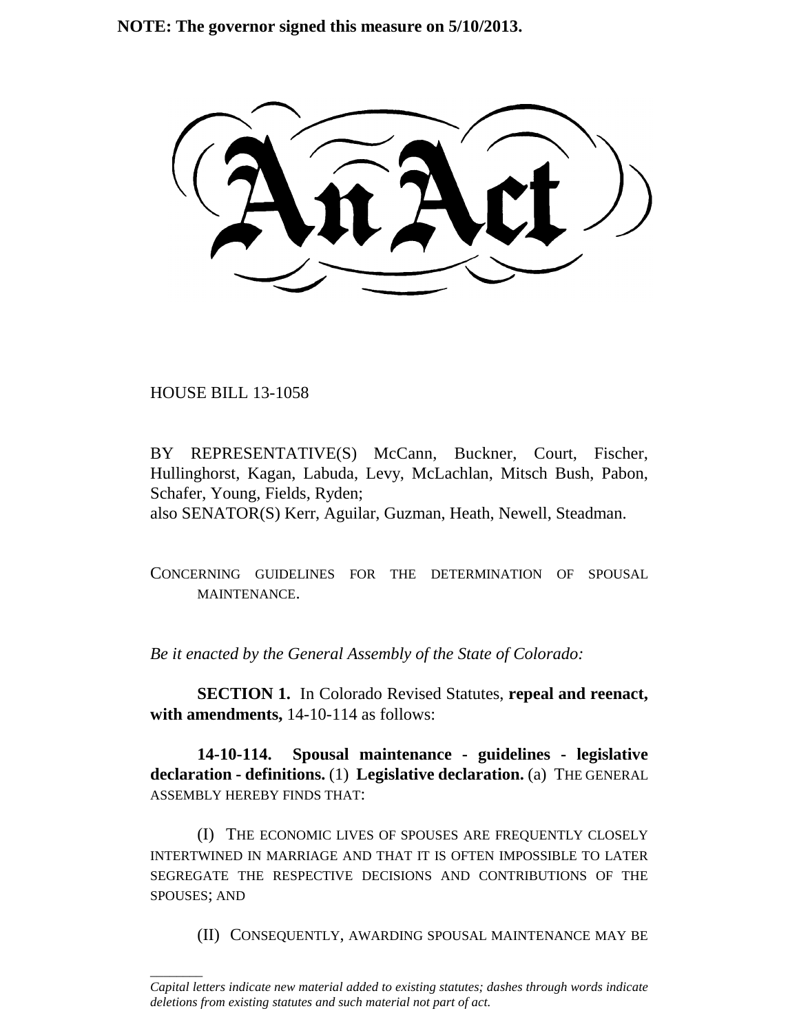**NOTE: The governor signed this measure on 5/10/2013.**

# An Act

HOUSE BILL 13-1058

BY REPRESENTATIVE(S) McCann, Buckner, Court, Fischer, Hullinghorst, Kagan, Labuda, Levy, McLachlan, Mitsch Bush, Pabon, Schafer, Young, Fields, Ryden;
also SENATOR(S) Kerr, Aguilar, Guzman, Heath, Newell, Steadman.

CONCERNING GUIDELINES FOR THE DETERMINATION OF SPOUSAL MAINTENANCE.

*Be it enacted by the General Assembly of the State of Colorado:*

**SECTION 1.** In Colorado Revised Statutes, **repeal and reenact, with amendments,** 14-10-114 as follows:

**14-10-114. Spousal maintenance - guidelines - legislative declaration - definitions.** (1) **Legislative declaration.** (a) THE GENERAL ASSEMBLY HEREBY FINDS THAT:

(I) THE ECONOMIC LIVES OF SPOUSES ARE FREQUENTLY CLOSELY INTERTWINED IN MARRIAGE AND THAT IT IS OFTEN IMPOSSIBLE TO LATER SEGREGATE THE RESPECTIVE DECISIONS AND CONTRIBUTIONS OF THE SPOUSES; AND

(II) CONSEQUENTLY, AWARDING SPOUSAL MAINTENANCE MAY BE

*Capital letters indicate new material added to existing statutes; dashes through words indicate deletions from existing statutes and such material not part of act.*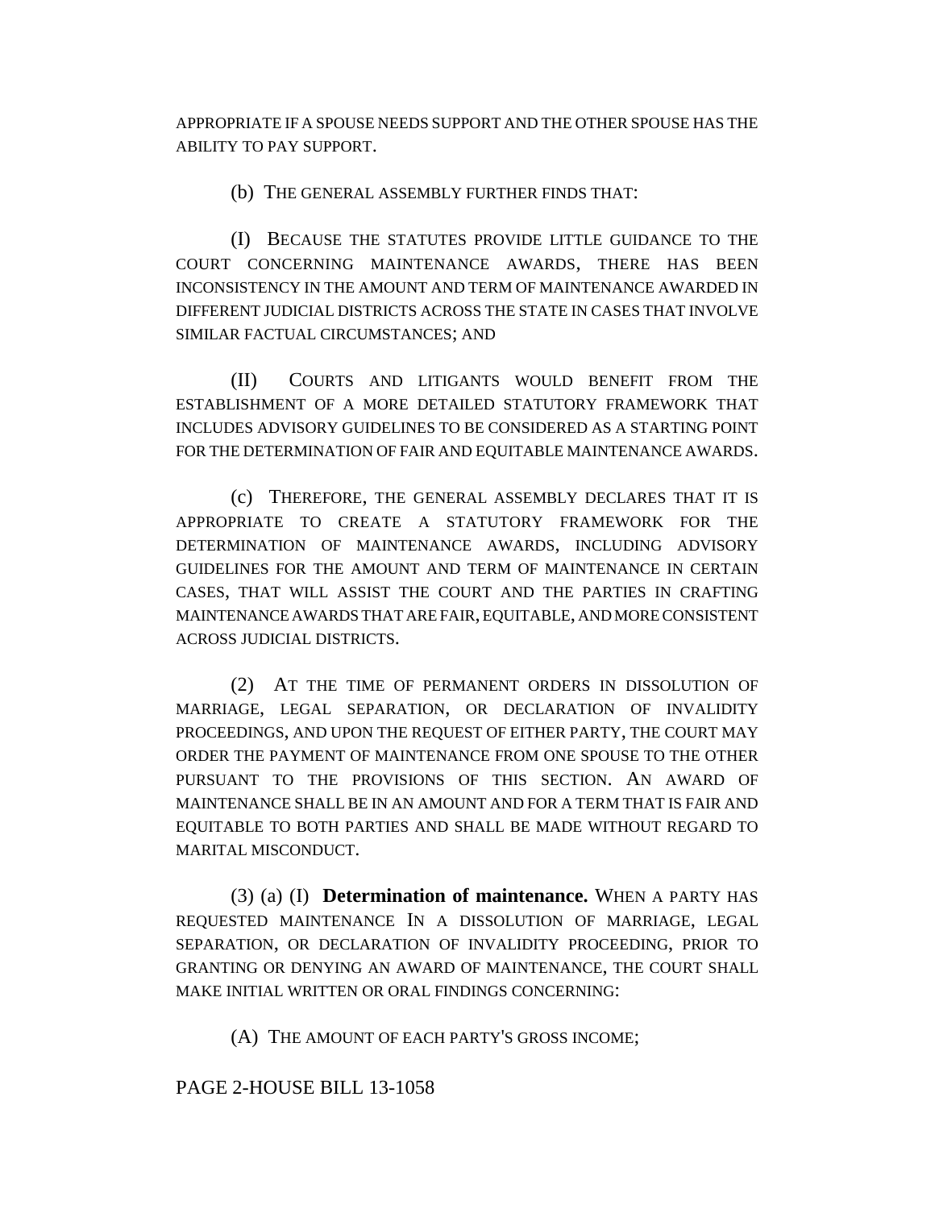APPROPRIATE IF A SPOUSE NEEDS SUPPORT AND THE OTHER SPOUSE HAS THE ABILITY TO PAY SUPPORT.

(b) THE GENERAL ASSEMBLY FURTHER FINDS THAT:

(I) BECAUSE THE STATUTES PROVIDE LITTLE GUIDANCE TO THE COURT CONCERNING MAINTENANCE AWARDS, THERE HAS BEEN INCONSISTENCY IN THE AMOUNT AND TERM OF MAINTENANCE AWARDED IN DIFFERENT JUDICIAL DISTRICTS ACROSS THE STATE IN CASES THAT INVOLVE SIMILAR FACTUAL CIRCUMSTANCES; AND

(II) COURTS AND LITIGANTS WOULD BENEFIT FROM THE ESTABLISHMENT OF A MORE DETAILED STATUTORY FRAMEWORK THAT INCLUDES ADVISORY GUIDELINES TO BE CONSIDERED AS A STARTING POINT FOR THE DETERMINATION OF FAIR AND EQUITABLE MAINTENANCE AWARDS.

(c) THEREFORE, THE GENERAL ASSEMBLY DECLARES THAT IT IS APPROPRIATE TO CREATE A STATUTORY FRAMEWORK FOR THE DETERMINATION OF MAINTENANCE AWARDS, INCLUDING ADVISORY GUIDELINES FOR THE AMOUNT AND TERM OF MAINTENANCE IN CERTAIN CASES, THAT WILL ASSIST THE COURT AND THE PARTIES IN CRAFTING MAINTENANCE AWARDS THAT ARE FAIR, EQUITABLE, AND MORE CONSISTENT ACROSS JUDICIAL DISTRICTS.

(2) AT THE TIME OF PERMANENT ORDERS IN DISSOLUTION OF MARRIAGE, LEGAL SEPARATION, OR DECLARATION OF INVALIDITY PROCEEDINGS, AND UPON THE REQUEST OF EITHER PARTY, THE COURT MAY ORDER THE PAYMENT OF MAINTENANCE FROM ONE SPOUSE TO THE OTHER PURSUANT TO THE PROVISIONS OF THIS SECTION. AN AWARD OF MAINTENANCE SHALL BE IN AN AMOUNT AND FOR A TERM THAT IS FAIR AND EQUITABLE TO BOTH PARTIES AND SHALL BE MADE WITHOUT REGARD TO MARITAL MISCONDUCT.

(3) (a) (I) **Determination of maintenance.** WHEN A PARTY HAS REQUESTED MAINTENANCE IN A DISSOLUTION OF MARRIAGE, LEGAL SEPARATION, OR DECLARATION OF INVALIDITY PROCEEDING, PRIOR TO GRANTING OR DENYING AN AWARD OF MAINTENANCE, THE COURT SHALL MAKE INITIAL WRITTEN OR ORAL FINDINGS CONCERNING:

(A) THE AMOUNT OF EACH PARTY'S GROSS INCOME;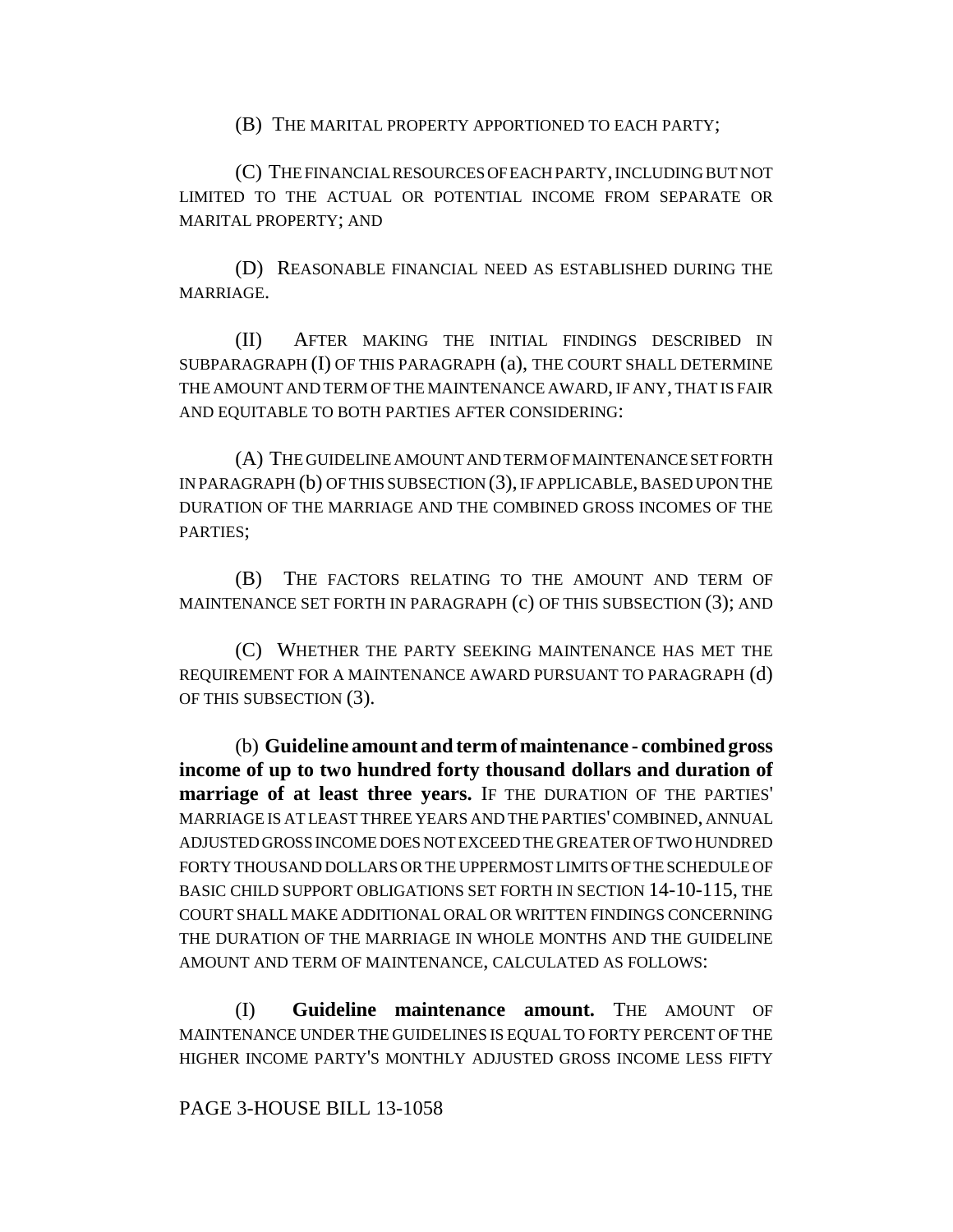(B) THE MARITAL PROPERTY APPORTIONED TO EACH PARTY;

(C) THE FINANCIAL RESOURCES OF EACH PARTY, INCLUDING BUT NOT LIMITED TO THE ACTUAL OR POTENTIAL INCOME FROM SEPARATE OR MARITAL PROPERTY; AND

(D) REASONABLE FINANCIAL NEED AS ESTABLISHED DURING THE MARRIAGE.

(II) AFTER MAKING THE INITIAL FINDINGS DESCRIBED IN SUBPARAGRAPH (I) OF THIS PARAGRAPH (a), THE COURT SHALL DETERMINE THE AMOUNT AND TERM OF THE MAINTENANCE AWARD, IF ANY, THAT IS FAIR AND EQUITABLE TO BOTH PARTIES AFTER CONSIDERING:

(A) THE GUIDELINE AMOUNT AND TERM OF MAINTENANCE SET FORTH IN PARAGRAPH (b) OF THIS SUBSECTION (3), IF APPLICABLE, BASED UPON THE DURATION OF THE MARRIAGE AND THE COMBINED GROSS INCOMES OF THE PARTIES;

(B) THE FACTORS RELATING TO THE AMOUNT AND TERM OF MAINTENANCE SET FORTH IN PARAGRAPH (c) OF THIS SUBSECTION (3); AND

(C) WHETHER THE PARTY SEEKING MAINTENANCE HAS MET THE REQUIREMENT FOR A MAINTENANCE AWARD PURSUANT TO PARAGRAPH (d) OF THIS SUBSECTION (3).

(b) **Guideline amount and term of maintenance - combined gross income of up to two hundred forty thousand dollars and duration of marriage of at least three years.** IF THE DURATION OF THE PARTIES' MARRIAGE IS AT LEAST THREE YEARS AND THE PARTIES' COMBINED, ANNUAL ADJUSTED GROSS INCOME DOES NOT EXCEED THE GREATER OF TWO HUNDRED FORTY THOUSAND DOLLARS OR THE UPPERMOST LIMITS OF THE SCHEDULE OF BASIC CHILD SUPPORT OBLIGATIONS SET FORTH IN SECTION 14-10-115, THE COURT SHALL MAKE ADDITIONAL ORAL OR WRITTEN FINDINGS CONCERNING THE DURATION OF THE MARRIAGE IN WHOLE MONTHS AND THE GUIDELINE AMOUNT AND TERM OF MAINTENANCE, CALCULATED AS FOLLOWS:

(I) **Guideline maintenance amount.** THE AMOUNT OF MAINTENANCE UNDER THE GUIDELINES IS EQUAL TO FORTY PERCENT OF THE HIGHER INCOME PARTY'S MONTHLY ADJUSTED GROSS INCOME LESS FIFTY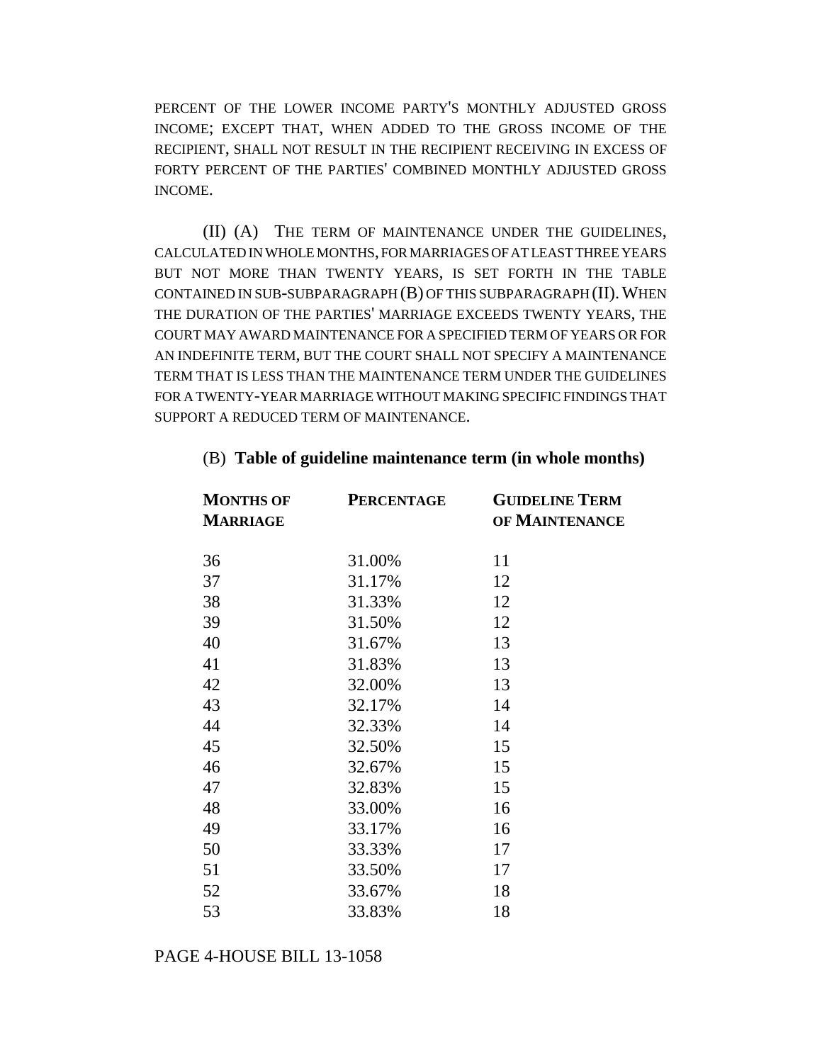PERCENT OF THE LOWER INCOME PARTY'S MONTHLY ADJUSTED GROSS INCOME; EXCEPT THAT, WHEN ADDED TO THE GROSS INCOME OF THE RECIPIENT, SHALL NOT RESULT IN THE RECIPIENT RECEIVING IN EXCESS OF FORTY PERCENT OF THE PARTIES' COMBINED MONTHLY ADJUSTED GROSS INCOME.

(II) (A) THE TERM OF MAINTENANCE UNDER THE GUIDELINES, CALCULATED IN WHOLE MONTHS, FOR MARRIAGES OF AT LEAST THREE YEARS BUT NOT MORE THAN TWENTY YEARS, IS SET FORTH IN THE TABLE CONTAINED IN SUB-SUBPARAGRAPH (B) OF THIS SUBPARAGRAPH (II). WHEN THE DURATION OF THE PARTIES' MARRIAGE EXCEEDS TWENTY YEARS, THE COURT MAY AWARD MAINTENANCE FOR A SPECIFIED TERM OF YEARS OR FOR AN INDEFINITE TERM, BUT THE COURT SHALL NOT SPECIFY A MAINTENANCE TERM THAT IS LESS THAN THE MAINTENANCE TERM UNDER THE GUIDELINES FOR A TWENTY-YEAR MARRIAGE WITHOUT MAKING SPECIFIC FINDINGS THAT SUPPORT A REDUCED TERM OF MAINTENANCE.

(B) **Table of guideline maintenance term (in whole months)**

| **MONTHS OF MARRIAGE** | **PERCENTAGE** | **GUIDELINE TERM OF MAINTENANCE** |
|---|---|---|
| 36 | 31.00% | 11 |
| 37 | 31.17% | 12 |
| 38 | 31.33% | 12 |
| 39 | 31.50% | 12 |
| 40 | 31.67% | 13 |
| 41 | 31.83% | 13 |
| 42 | 32.00% | 13 |
| 43 | 32.17% | 14 |
| 44 | 32.33% | 14 |
| 45 | 32.50% | 15 |
| 46 | 32.67% | 15 |
| 47 | 32.83% | 15 |
| 48 | 33.00% | 16 |
| 49 | 33.17% | 16 |
| 50 | 33.33% | 17 |
| 51 | 33.50% | 17 |
| 52 | 33.67% | 18 |
| 53 | 33.83% | 18 |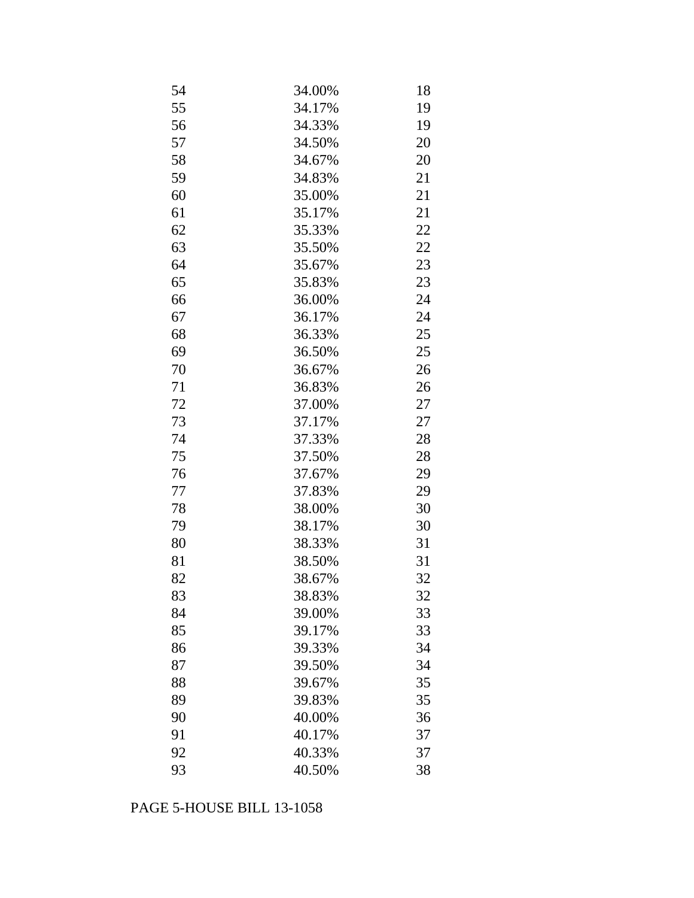| | | |
|---|---|---|
| 54 | 34.00% | 18 |
| 55 | 34.17% | 19 |
| 56 | 34.33% | 19 |
| 57 | 34.50% | 20 |
| 58 | 34.67% | 20 |
| 59 | 34.83% | 21 |
| 60 | 35.00% | 21 |
| 61 | 35.17% | 21 |
| 62 | 35.33% | 22 |
| 63 | 35.50% | 22 |
| 64 | 35.67% | 23 |
| 65 | 35.83% | 23 |
| 66 | 36.00% | 24 |
| 67 | 36.17% | 24 |
| 68 | 36.33% | 25 |
| 69 | 36.50% | 25 |
| 70 | 36.67% | 26 |
| 71 | 36.83% | 26 |
| 72 | 37.00% | 27 |
| 73 | 37.17% | 27 |
| 74 | 37.33% | 28 |
| 75 | 37.50% | 28 |
| 76 | 37.67% | 29 |
| 77 | 37.83% | 29 |
| 78 | 38.00% | 30 |
| 79 | 38.17% | 30 |
| 80 | 38.33% | 31 |
| 81 | 38.50% | 31 |
| 82 | 38.67% | 32 |
| 83 | 38.83% | 32 |
| 84 | 39.00% | 33 |
| 85 | 39.17% | 33 |
| 86 | 39.33% | 34 |
| 87 | 39.50% | 34 |
| 88 | 39.67% | 35 |
| 89 | 39.83% | 35 |
| 90 | 40.00% | 36 |
| 91 | 40.17% | 37 |
| 92 | 40.33% | 37 |
| 93 | 40.50% | 38 |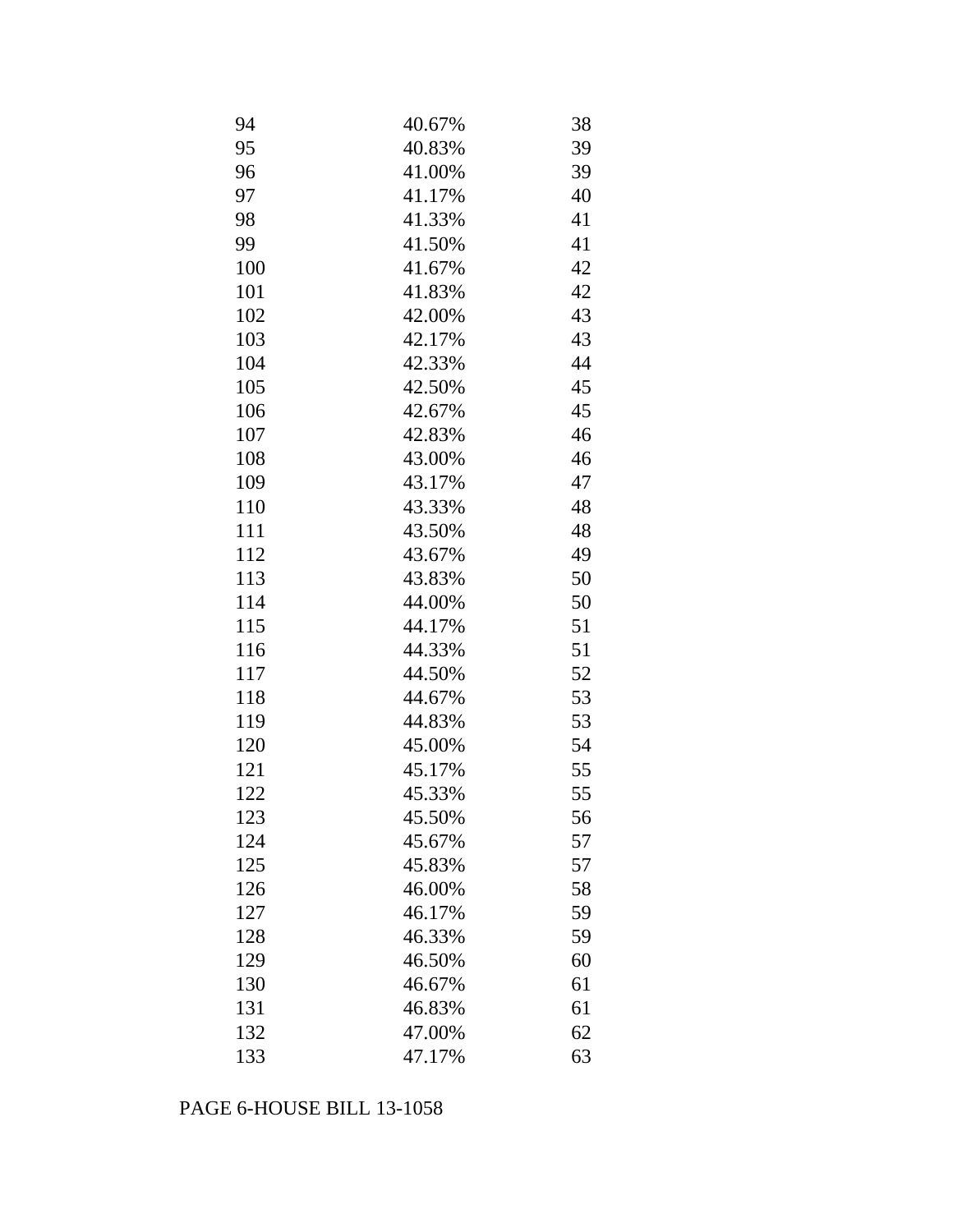| | | |
|---|---|---|
| 94 | 40.67% | 38 |
| 95 | 40.83% | 39 |
| 96 | 41.00% | 39 |
| 97 | 41.17% | 40 |
| 98 | 41.33% | 41 |
| 99 | 41.50% | 41 |
| 100 | 41.67% | 42 |
| 101 | 41.83% | 42 |
| 102 | 42.00% | 43 |
| 103 | 42.17% | 43 |
| 104 | 42.33% | 44 |
| 105 | 42.50% | 45 |
| 106 | 42.67% | 45 |
| 107 | 42.83% | 46 |
| 108 | 43.00% | 46 |
| 109 | 43.17% | 47 |
| 110 | 43.33% | 48 |
| 111 | 43.50% | 48 |
| 112 | 43.67% | 49 |
| 113 | 43.83% | 50 |
| 114 | 44.00% | 50 |
| 115 | 44.17% | 51 |
| 116 | 44.33% | 51 |
| 117 | 44.50% | 52 |
| 118 | 44.67% | 53 |
| 119 | 44.83% | 53 |
| 120 | 45.00% | 54 |
| 121 | 45.17% | 55 |
| 122 | 45.33% | 55 |
| 123 | 45.50% | 56 |
| 124 | 45.67% | 57 |
| 125 | 45.83% | 57 |
| 126 | 46.00% | 58 |
| 127 | 46.17% | 59 |
| 128 | 46.33% | 59 |
| 129 | 46.50% | 60 |
| 130 | 46.67% | 61 |
| 131 | 46.83% | 61 |
| 132 | 47.00% | 62 |
| 133 | 47.17% | 63 |

PAGE 6-HOUSE BILL 13-1058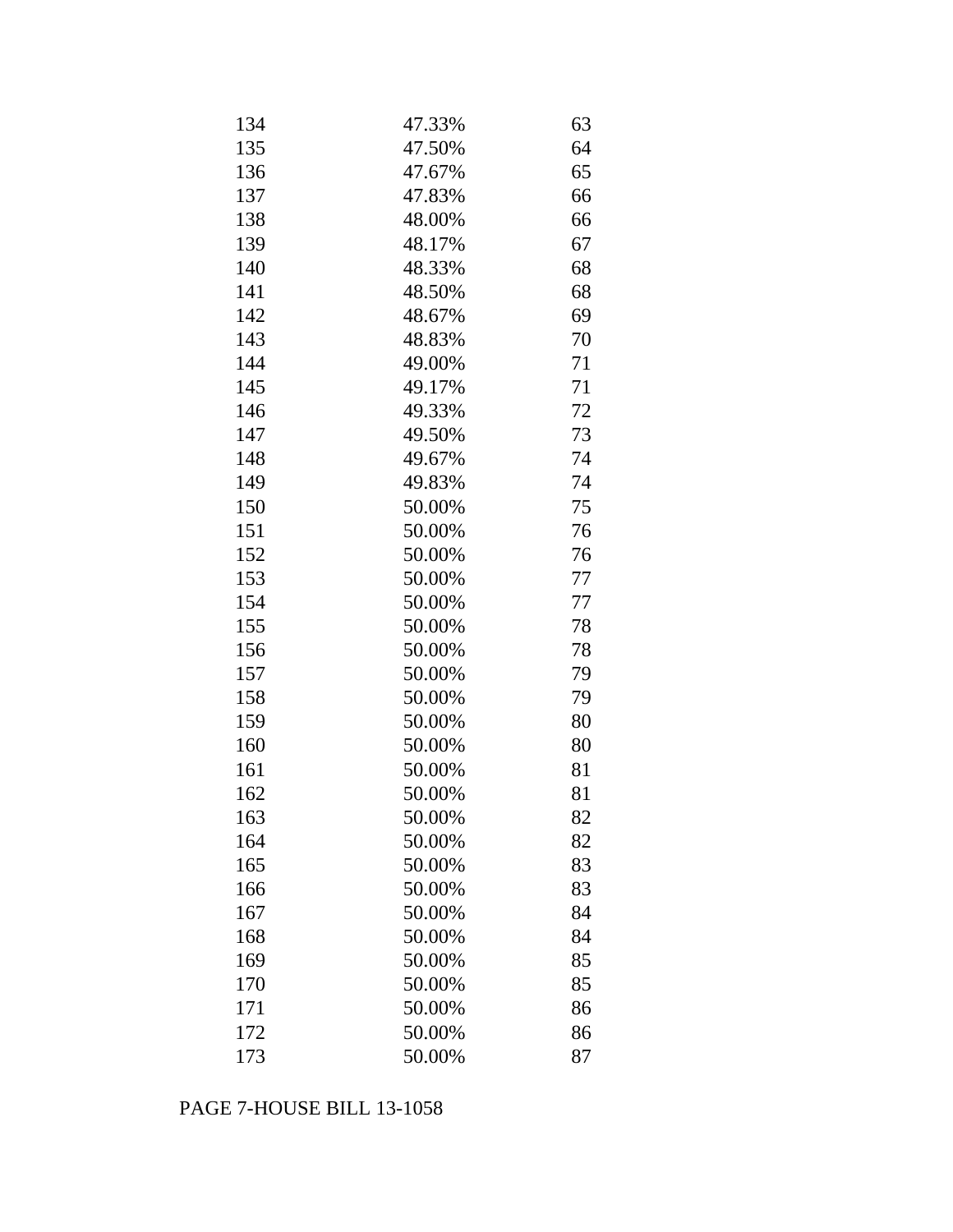| | | |
|---|---|---|
| 134 | 47.33% | 63 |
| 135 | 47.50% | 64 |
| 136 | 47.67% | 65 |
| 137 | 47.83% | 66 |
| 138 | 48.00% | 66 |
| 139 | 48.17% | 67 |
| 140 | 48.33% | 68 |
| 141 | 48.50% | 68 |
| 142 | 48.67% | 69 |
| 143 | 48.83% | 70 |
| 144 | 49.00% | 71 |
| 145 | 49.17% | 71 |
| 146 | 49.33% | 72 |
| 147 | 49.50% | 73 |
| 148 | 49.67% | 74 |
| 149 | 49.83% | 74 |
| 150 | 50.00% | 75 |
| 151 | 50.00% | 76 |
| 152 | 50.00% | 76 |
| 153 | 50.00% | 77 |
| 154 | 50.00% | 77 |
| 155 | 50.00% | 78 |
| 156 | 50.00% | 78 |
| 157 | 50.00% | 79 |
| 158 | 50.00% | 79 |
| 159 | 50.00% | 80 |
| 160 | 50.00% | 80 |
| 161 | 50.00% | 81 |
| 162 | 50.00% | 81 |
| 163 | 50.00% | 82 |
| 164 | 50.00% | 82 |
| 165 | 50.00% | 83 |
| 166 | 50.00% | 83 |
| 167 | 50.00% | 84 |
| 168 | 50.00% | 84 |
| 169 | 50.00% | 85 |
| 170 | 50.00% | 85 |
| 171 | 50.00% | 86 |
| 172 | 50.00% | 86 |
| 173 | 50.00% | 87 |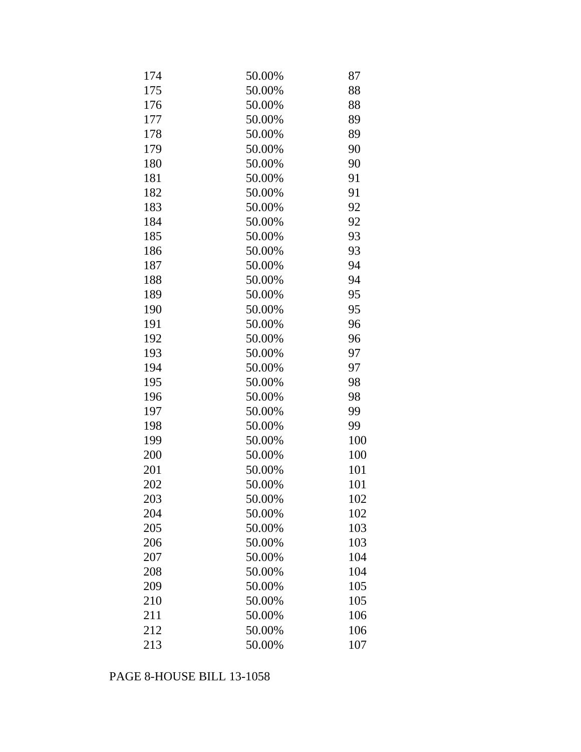| | | |
|---|---|---|
| 174 | 50.00% | 87 |
| 175 | 50.00% | 88 |
| 176 | 50.00% | 88 |
| 177 | 50.00% | 89 |
| 178 | 50.00% | 89 |
| 179 | 50.00% | 90 |
| 180 | 50.00% | 90 |
| 181 | 50.00% | 91 |
| 182 | 50.00% | 91 |
| 183 | 50.00% | 92 |
| 184 | 50.00% | 92 |
| 185 | 50.00% | 93 |
| 186 | 50.00% | 93 |
| 187 | 50.00% | 94 |
| 188 | 50.00% | 94 |
| 189 | 50.00% | 95 |
| 190 | 50.00% | 95 |
| 191 | 50.00% | 96 |
| 192 | 50.00% | 96 |
| 193 | 50.00% | 97 |
| 194 | 50.00% | 97 |
| 195 | 50.00% | 98 |
| 196 | 50.00% | 98 |
| 197 | 50.00% | 99 |
| 198 | 50.00% | 99 |
| 199 | 50.00% | 100 |
| 200 | 50.00% | 100 |
| 201 | 50.00% | 101 |
| 202 | 50.00% | 101 |
| 203 | 50.00% | 102 |
| 204 | 50.00% | 102 |
| 205 | 50.00% | 103 |
| 206 | 50.00% | 103 |
| 207 | 50.00% | 104 |
| 208 | 50.00% | 104 |
| 209 | 50.00% | 105 |
| 210 | 50.00% | 105 |
| 211 | 50.00% | 106 |
| 212 | 50.00% | 106 |
| 213 | 50.00% | 107 |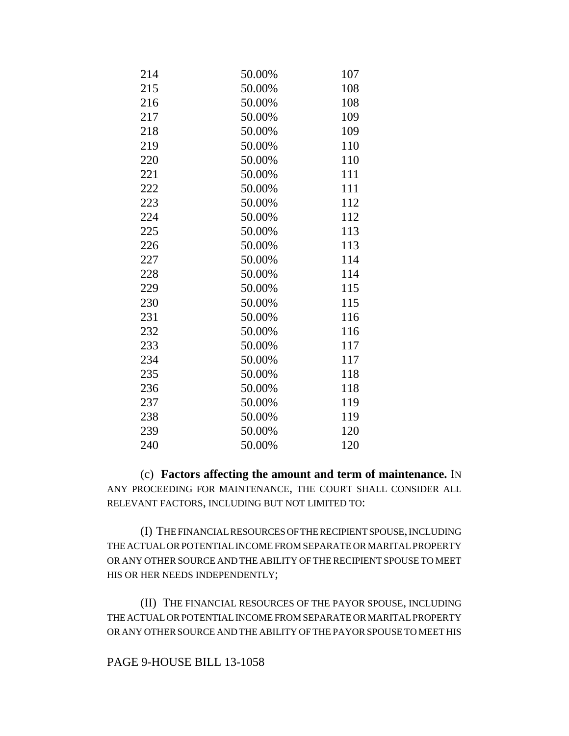| | | |
|---|---|---|
| 214 | 50.00% | 107 |
| 215 | 50.00% | 108 |
| 216 | 50.00% | 108 |
| 217 | 50.00% | 109 |
| 218 | 50.00% | 109 |
| 219 | 50.00% | 110 |
| 220 | 50.00% | 110 |
| 221 | 50.00% | 111 |
| 222 | 50.00% | 111 |
| 223 | 50.00% | 112 |
| 224 | 50.00% | 112 |
| 225 | 50.00% | 113 |
| 226 | 50.00% | 113 |
| 227 | 50.00% | 114 |
| 228 | 50.00% | 114 |
| 229 | 50.00% | 115 |
| 230 | 50.00% | 115 |
| 231 | 50.00% | 116 |
| 232 | 50.00% | 116 |
| 233 | 50.00% | 117 |
| 234 | 50.00% | 117 |
| 235 | 50.00% | 118 |
| 236 | 50.00% | 118 |
| 237 | 50.00% | 119 |
| 238 | 50.00% | 119 |
| 239 | 50.00% | 120 |
| 240 | 50.00% | 120 |

(c) **Factors affecting the amount and term of maintenance.** IN ANY PROCEEDING FOR MAINTENANCE, THE COURT SHALL CONSIDER ALL RELEVANT FACTORS, INCLUDING BUT NOT LIMITED TO:

(I) THE FINANCIAL RESOURCES OF THE RECIPIENT SPOUSE, INCLUDING THE ACTUAL OR POTENTIAL INCOME FROM SEPARATE OR MARITAL PROPERTY OR ANY OTHER SOURCE AND THE ABILITY OF THE RECIPIENT SPOUSE TO MEET HIS OR HER NEEDS INDEPENDENTLY;

(II) THE FINANCIAL RESOURCES OF THE PAYOR SPOUSE, INCLUDING THE ACTUAL OR POTENTIAL INCOME FROM SEPARATE OR MARITAL PROPERTY OR ANY OTHER SOURCE AND THE ABILITY OF THE PAYOR SPOUSE TO MEET HIS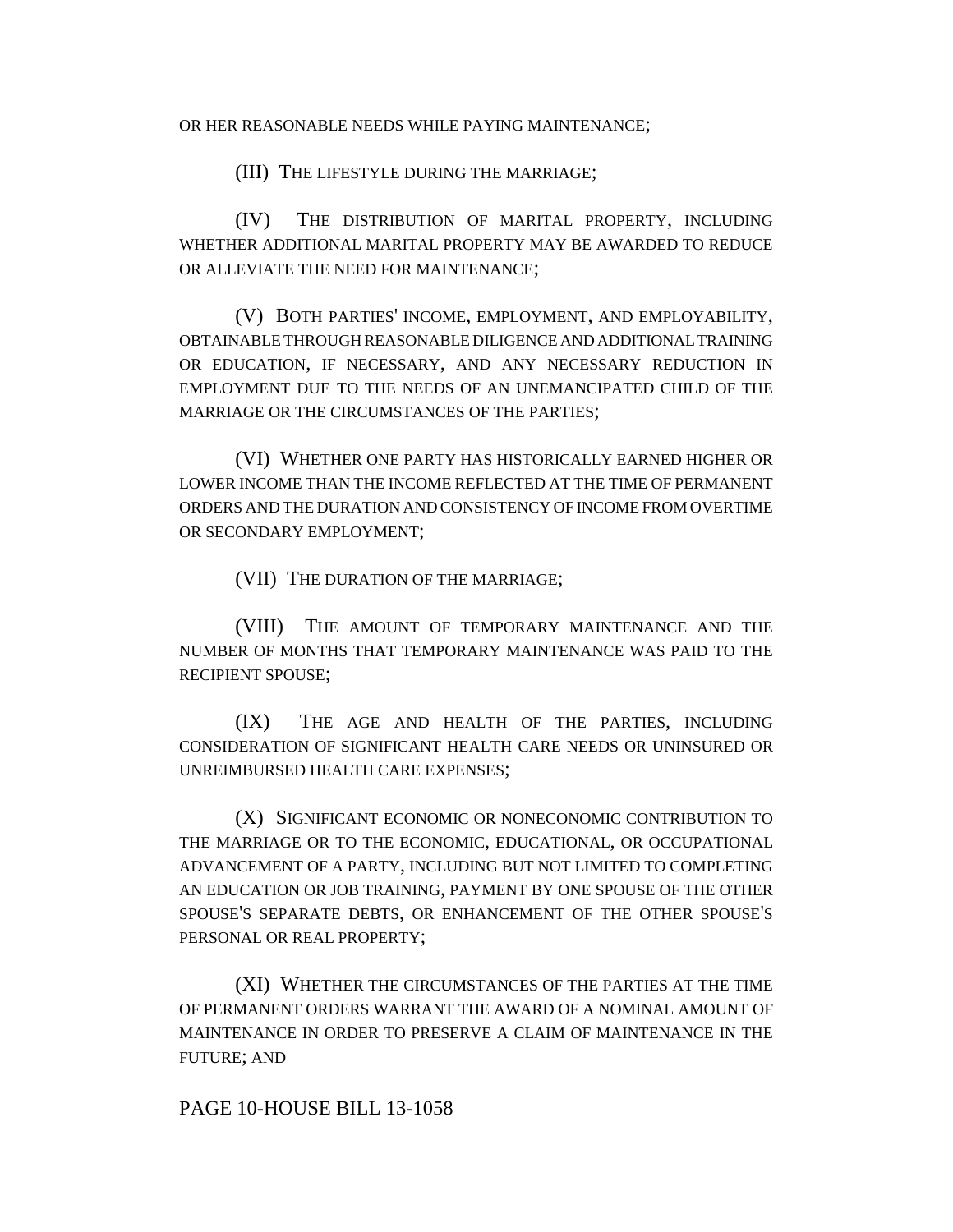OR HER REASONABLE NEEDS WHILE PAYING MAINTENANCE;

(III) THE LIFESTYLE DURING THE MARRIAGE;

(IV) THE DISTRIBUTION OF MARITAL PROPERTY, INCLUDING WHETHER ADDITIONAL MARITAL PROPERTY MAY BE AWARDED TO REDUCE OR ALLEVIATE THE NEED FOR MAINTENANCE;

(V) BOTH PARTIES' INCOME, EMPLOYMENT, AND EMPLOYABILITY, OBTAINABLE THROUGH REASONABLE DILIGENCE AND ADDITIONAL TRAINING OR EDUCATION, IF NECESSARY, AND ANY NECESSARY REDUCTION IN EMPLOYMENT DUE TO THE NEEDS OF AN UNEMANCIPATED CHILD OF THE MARRIAGE OR THE CIRCUMSTANCES OF THE PARTIES;

(VI) WHETHER ONE PARTY HAS HISTORICALLY EARNED HIGHER OR LOWER INCOME THAN THE INCOME REFLECTED AT THE TIME OF PERMANENT ORDERS AND THE DURATION AND CONSISTENCY OF INCOME FROM OVERTIME OR SECONDARY EMPLOYMENT;

(VII) THE DURATION OF THE MARRIAGE;

(VIII) THE AMOUNT OF TEMPORARY MAINTENANCE AND THE NUMBER OF MONTHS THAT TEMPORARY MAINTENANCE WAS PAID TO THE RECIPIENT SPOUSE;

(IX) THE AGE AND HEALTH OF THE PARTIES, INCLUDING CONSIDERATION OF SIGNIFICANT HEALTH CARE NEEDS OR UNINSURED OR UNREIMBURSED HEALTH CARE EXPENSES;

(X) SIGNIFICANT ECONOMIC OR NONECONOMIC CONTRIBUTION TO THE MARRIAGE OR TO THE ECONOMIC, EDUCATIONAL, OR OCCUPATIONAL ADVANCEMENT OF A PARTY, INCLUDING BUT NOT LIMITED TO COMPLETING AN EDUCATION OR JOB TRAINING, PAYMENT BY ONE SPOUSE OF THE OTHER SPOUSE'S SEPARATE DEBTS, OR ENHANCEMENT OF THE OTHER SPOUSE'S PERSONAL OR REAL PROPERTY;

(XI) WHETHER THE CIRCUMSTANCES OF THE PARTIES AT THE TIME OF PERMANENT ORDERS WARRANT THE AWARD OF A NOMINAL AMOUNT OF MAINTENANCE IN ORDER TO PRESERVE A CLAIM OF MAINTENANCE IN THE FUTURE; AND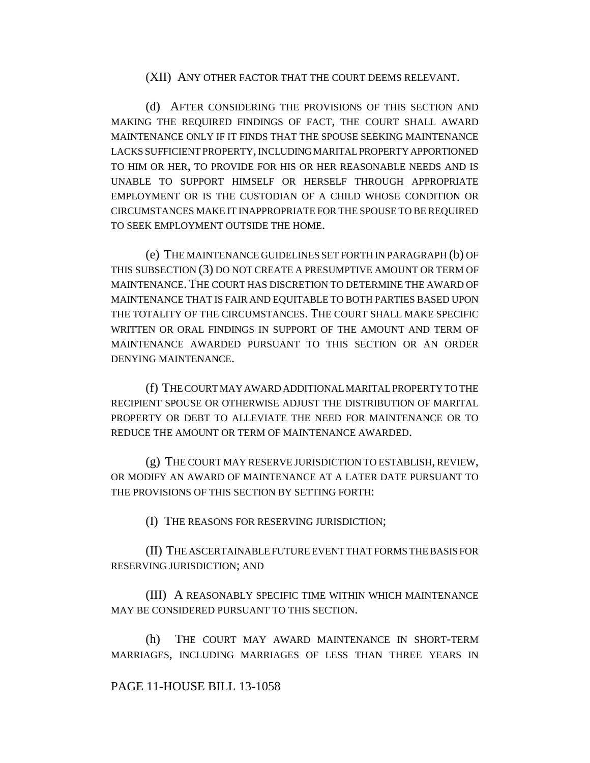(XII) ANY OTHER FACTOR THAT THE COURT DEEMS RELEVANT.

(d) AFTER CONSIDERING THE PROVISIONS OF THIS SECTION AND MAKING THE REQUIRED FINDINGS OF FACT, THE COURT SHALL AWARD MAINTENANCE ONLY IF IT FINDS THAT THE SPOUSE SEEKING MAINTENANCE LACKS SUFFICIENT PROPERTY, INCLUDING MARITAL PROPERTY APPORTIONED TO HIM OR HER, TO PROVIDE FOR HIS OR HER REASONABLE NEEDS AND IS UNABLE TO SUPPORT HIMSELF OR HERSELF THROUGH APPROPRIATE EMPLOYMENT OR IS THE CUSTODIAN OF A CHILD WHOSE CONDITION OR CIRCUMSTANCES MAKE IT INAPPROPRIATE FOR THE SPOUSE TO BE REQUIRED TO SEEK EMPLOYMENT OUTSIDE THE HOME.

(e) THE MAINTENANCE GUIDELINES SET FORTH IN PARAGRAPH (b) OF THIS SUBSECTION (3) DO NOT CREATE A PRESUMPTIVE AMOUNT OR TERM OF MAINTENANCE. THE COURT HAS DISCRETION TO DETERMINE THE AWARD OF MAINTENANCE THAT IS FAIR AND EQUITABLE TO BOTH PARTIES BASED UPON THE TOTALITY OF THE CIRCUMSTANCES. THE COURT SHALL MAKE SPECIFIC WRITTEN OR ORAL FINDINGS IN SUPPORT OF THE AMOUNT AND TERM OF MAINTENANCE AWARDED PURSUANT TO THIS SECTION OR AN ORDER DENYING MAINTENANCE.

(f) THE COURT MAY AWARD ADDITIONAL MARITAL PROPERTY TO THE RECIPIENT SPOUSE OR OTHERWISE ADJUST THE DISTRIBUTION OF MARITAL PROPERTY OR DEBT TO ALLEVIATE THE NEED FOR MAINTENANCE OR TO REDUCE THE AMOUNT OR TERM OF MAINTENANCE AWARDED.

(g) THE COURT MAY RESERVE JURISDICTION TO ESTABLISH, REVIEW, OR MODIFY AN AWARD OF MAINTENANCE AT A LATER DATE PURSUANT TO THE PROVISIONS OF THIS SECTION BY SETTING FORTH:

(I) THE REASONS FOR RESERVING JURISDICTION;

(II) THE ASCERTAINABLE FUTURE EVENT THAT FORMS THE BASIS FOR RESERVING JURISDICTION; AND

(III) A REASONABLY SPECIFIC TIME WITHIN WHICH MAINTENANCE MAY BE CONSIDERED PURSUANT TO THIS SECTION.

(h) THE COURT MAY AWARD MAINTENANCE IN SHORT-TERM MARRIAGES, INCLUDING MARRIAGES OF LESS THAN THREE YEARS IN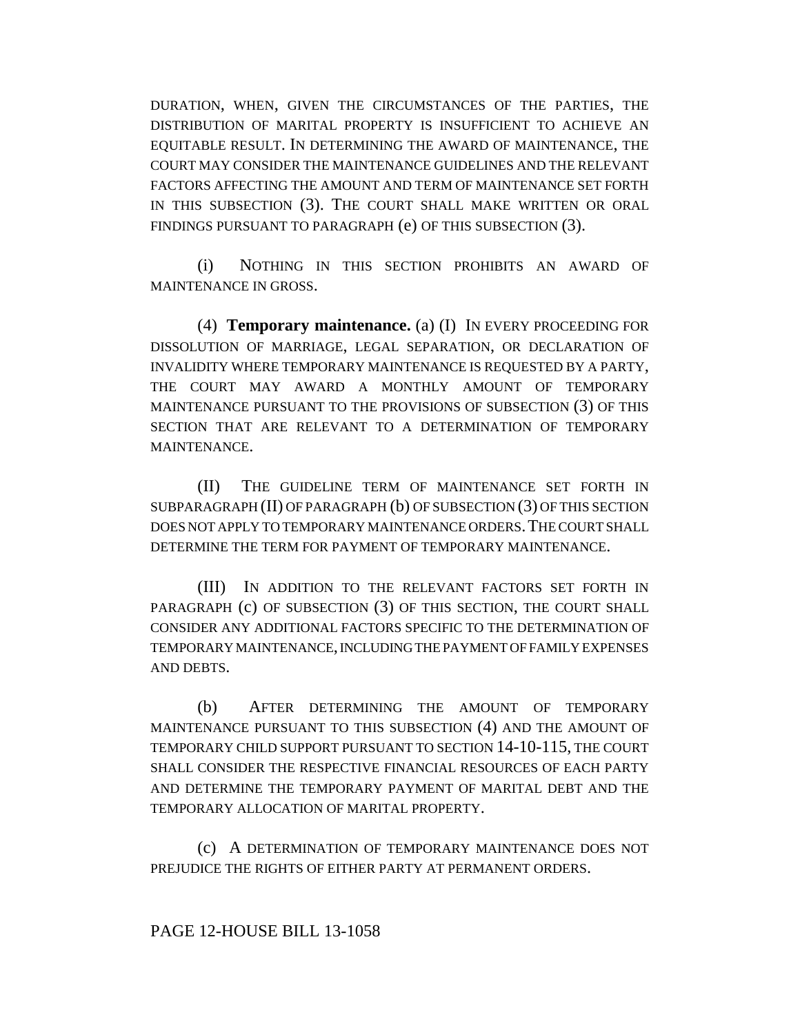DURATION, WHEN, GIVEN THE CIRCUMSTANCES OF THE PARTIES, THE DISTRIBUTION OF MARITAL PROPERTY IS INSUFFICIENT TO ACHIEVE AN EQUITABLE RESULT. IN DETERMINING THE AWARD OF MAINTENANCE, THE COURT MAY CONSIDER THE MAINTENANCE GUIDELINES AND THE RELEVANT FACTORS AFFECTING THE AMOUNT AND TERM OF MAINTENANCE SET FORTH IN THIS SUBSECTION (3). THE COURT SHALL MAKE WRITTEN OR ORAL FINDINGS PURSUANT TO PARAGRAPH (e) OF THIS SUBSECTION (3).

(i) NOTHING IN THIS SECTION PROHIBITS AN AWARD OF MAINTENANCE IN GROSS.

(4) **Temporary maintenance.** (a) (I) IN EVERY PROCEEDING FOR DISSOLUTION OF MARRIAGE, LEGAL SEPARATION, OR DECLARATION OF INVALIDITY WHERE TEMPORARY MAINTENANCE IS REQUESTED BY A PARTY, THE COURT MAY AWARD A MONTHLY AMOUNT OF TEMPORARY MAINTENANCE PURSUANT TO THE PROVISIONS OF SUBSECTION (3) OF THIS SECTION THAT ARE RELEVANT TO A DETERMINATION OF TEMPORARY MAINTENANCE.

(II) THE GUIDELINE TERM OF MAINTENANCE SET FORTH IN SUBPARAGRAPH (II) OF PARAGRAPH (b) OF SUBSECTION (3) OF THIS SECTION DOES NOT APPLY TO TEMPORARY MAINTENANCE ORDERS. THE COURT SHALL DETERMINE THE TERM FOR PAYMENT OF TEMPORARY MAINTENANCE.

(III) IN ADDITION TO THE RELEVANT FACTORS SET FORTH IN PARAGRAPH (c) OF SUBSECTION (3) OF THIS SECTION, THE COURT SHALL CONSIDER ANY ADDITIONAL FACTORS SPECIFIC TO THE DETERMINATION OF TEMPORARY MAINTENANCE, INCLUDING THE PAYMENT OF FAMILY EXPENSES AND DEBTS.

(b) AFTER DETERMINING THE AMOUNT OF TEMPORARY MAINTENANCE PURSUANT TO THIS SUBSECTION (4) AND THE AMOUNT OF TEMPORARY CHILD SUPPORT PURSUANT TO SECTION 14-10-115, THE COURT SHALL CONSIDER THE RESPECTIVE FINANCIAL RESOURCES OF EACH PARTY AND DETERMINE THE TEMPORARY PAYMENT OF MARITAL DEBT AND THE TEMPORARY ALLOCATION OF MARITAL PROPERTY.

(c) A DETERMINATION OF TEMPORARY MAINTENANCE DOES NOT PREJUDICE THE RIGHTS OF EITHER PARTY AT PERMANENT ORDERS.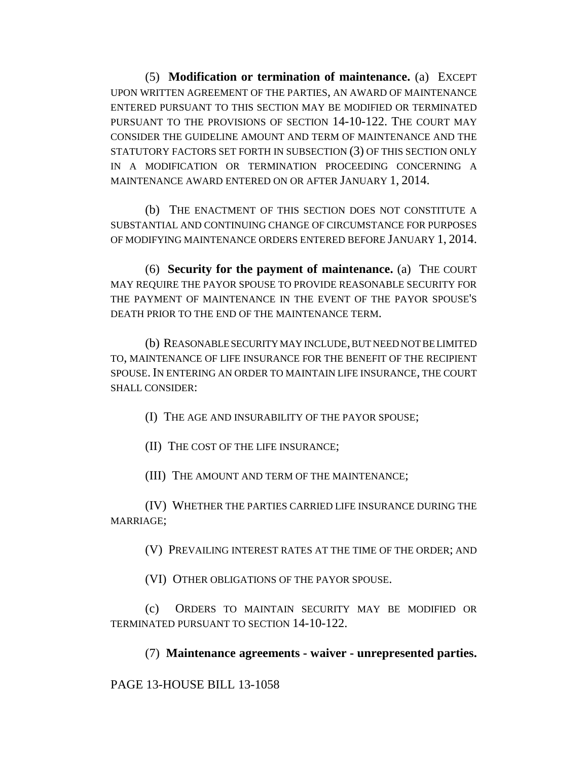(5) **Modification or termination of maintenance.** (a) EXCEPT UPON WRITTEN AGREEMENT OF THE PARTIES, AN AWARD OF MAINTENANCE ENTERED PURSUANT TO THIS SECTION MAY BE MODIFIED OR TERMINATED PURSUANT TO THE PROVISIONS OF SECTION 14-10-122. THE COURT MAY CONSIDER THE GUIDELINE AMOUNT AND TERM OF MAINTENANCE AND THE STATUTORY FACTORS SET FORTH IN SUBSECTION (3) OF THIS SECTION ONLY IN A MODIFICATION OR TERMINATION PROCEEDING CONCERNING A MAINTENANCE AWARD ENTERED ON OR AFTER JANUARY 1, 2014.

(b) THE ENACTMENT OF THIS SECTION DOES NOT CONSTITUTE A SUBSTANTIAL AND CONTINUING CHANGE OF CIRCUMSTANCE FOR PURPOSES OF MODIFYING MAINTENANCE ORDERS ENTERED BEFORE JANUARY 1, 2014.

(6) **Security for the payment of maintenance.** (a) THE COURT MAY REQUIRE THE PAYOR SPOUSE TO PROVIDE REASONABLE SECURITY FOR THE PAYMENT OF MAINTENANCE IN THE EVENT OF THE PAYOR SPOUSE'S DEATH PRIOR TO THE END OF THE MAINTENANCE TERM.

(b) REASONABLE SECURITY MAY INCLUDE, BUT NEED NOT BE LIMITED TO, MAINTENANCE OF LIFE INSURANCE FOR THE BENEFIT OF THE RECIPIENT SPOUSE. IN ENTERING AN ORDER TO MAINTAIN LIFE INSURANCE, THE COURT SHALL CONSIDER:

(I) THE AGE AND INSURABILITY OF THE PAYOR SPOUSE;

(II) THE COST OF THE LIFE INSURANCE;

(III) THE AMOUNT AND TERM OF THE MAINTENANCE;

(IV) WHETHER THE PARTIES CARRIED LIFE INSURANCE DURING THE MARRIAGE;

(V) PREVAILING INTEREST RATES AT THE TIME OF THE ORDER; AND

(VI) OTHER OBLIGATIONS OF THE PAYOR SPOUSE.

(c) ORDERS TO MAINTAIN SECURITY MAY BE MODIFIED OR TERMINATED PURSUANT TO SECTION 14-10-122.

(7) **Maintenance agreements - waiver - unrepresented parties.**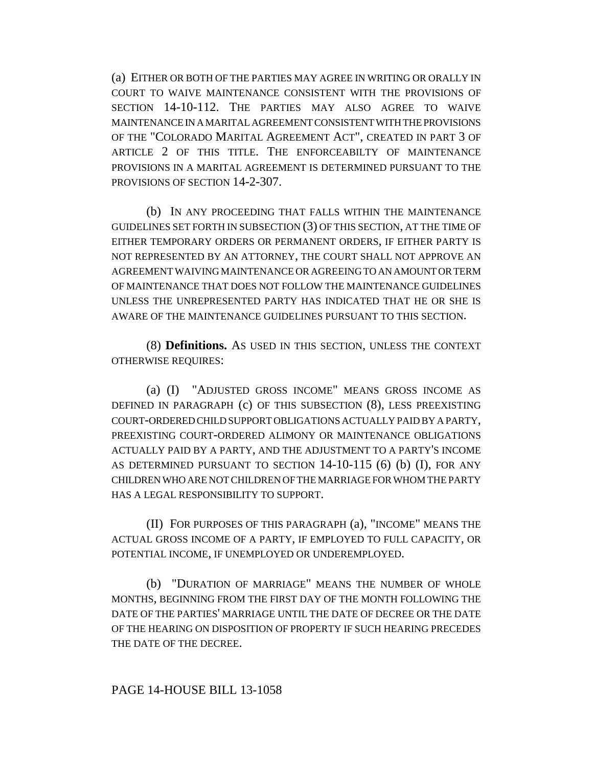(a) EITHER OR BOTH OF THE PARTIES MAY AGREE IN WRITING OR ORALLY IN COURT TO WAIVE MAINTENANCE CONSISTENT WITH THE PROVISIONS OF SECTION 14-10-112. THE PARTIES MAY ALSO AGREE TO WAIVE MAINTENANCE IN A MARITAL AGREEMENT CONSISTENT WITH THE PROVISIONS OF THE "COLORADO MARITAL AGREEMENT ACT", CREATED IN PART 3 OF ARTICLE 2 OF THIS TITLE. THE ENFORCEABILTY OF MAINTENANCE PROVISIONS IN A MARITAL AGREEMENT IS DETERMINED PURSUANT TO THE PROVISIONS OF SECTION 14-2-307.

(b) IN ANY PROCEEDING THAT FALLS WITHIN THE MAINTENANCE GUIDELINES SET FORTH IN SUBSECTION (3) OF THIS SECTION, AT THE TIME OF EITHER TEMPORARY ORDERS OR PERMANENT ORDERS, IF EITHER PARTY IS NOT REPRESENTED BY AN ATTORNEY, THE COURT SHALL NOT APPROVE AN AGREEMENT WAIVING MAINTENANCE OR AGREEING TO AN AMOUNT OR TERM OF MAINTENANCE THAT DOES NOT FOLLOW THE MAINTENANCE GUIDELINES UNLESS THE UNREPRESENTED PARTY HAS INDICATED THAT HE OR SHE IS AWARE OF THE MAINTENANCE GUIDELINES PURSUANT TO THIS SECTION.

(8) **Definitions.** AS USED IN THIS SECTION, UNLESS THE CONTEXT OTHERWISE REQUIRES:

(a) (I) "ADJUSTED GROSS INCOME" MEANS GROSS INCOME AS DEFINED IN PARAGRAPH (c) OF THIS SUBSECTION (8), LESS PREEXISTING COURT-ORDERED CHILD SUPPORT OBLIGATIONS ACTUALLY PAID BY A PARTY, PREEXISTING COURT-ORDERED ALIMONY OR MAINTENANCE OBLIGATIONS ACTUALLY PAID BY A PARTY, AND THE ADJUSTMENT TO A PARTY'S INCOME AS DETERMINED PURSUANT TO SECTION 14-10-115 (6) (b) (I), FOR ANY CHILDREN WHO ARE NOT CHILDREN OF THE MARRIAGE FOR WHOM THE PARTY HAS A LEGAL RESPONSIBILITY TO SUPPORT.

(II) FOR PURPOSES OF THIS PARAGRAPH (a), "INCOME" MEANS THE ACTUAL GROSS INCOME OF A PARTY, IF EMPLOYED TO FULL CAPACITY, OR POTENTIAL INCOME, IF UNEMPLOYED OR UNDEREMPLOYED.

(b) "DURATION OF MARRIAGE" MEANS THE NUMBER OF WHOLE MONTHS, BEGINNING FROM THE FIRST DAY OF THE MONTH FOLLOWING THE DATE OF THE PARTIES' MARRIAGE UNTIL THE DATE OF DECREE OR THE DATE OF THE HEARING ON DISPOSITION OF PROPERTY IF SUCH HEARING PRECEDES THE DATE OF THE DECREE.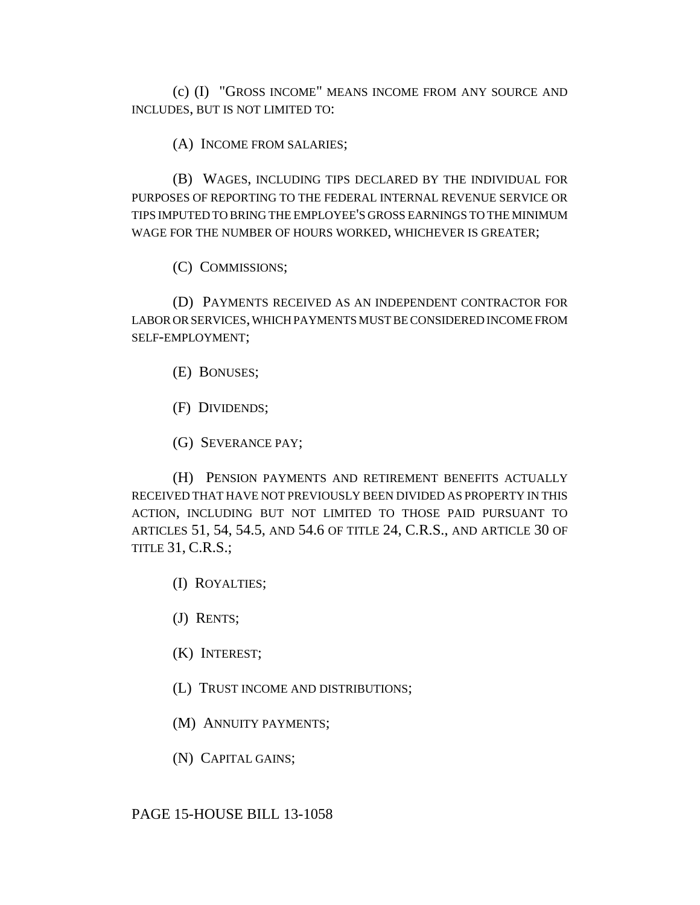(c) (I) "GROSS INCOME" MEANS INCOME FROM ANY SOURCE AND INCLUDES, BUT IS NOT LIMITED TO:

(A) INCOME FROM SALARIES;

(B) WAGES, INCLUDING TIPS DECLARED BY THE INDIVIDUAL FOR PURPOSES OF REPORTING TO THE FEDERAL INTERNAL REVENUE SERVICE OR TIPS IMPUTED TO BRING THE EMPLOYEE'S GROSS EARNINGS TO THE MINIMUM WAGE FOR THE NUMBER OF HOURS WORKED, WHICHEVER IS GREATER;

(C) COMMISSIONS;

(D) PAYMENTS RECEIVED AS AN INDEPENDENT CONTRACTOR FOR LABOR OR SERVICES, WHICH PAYMENTS MUST BE CONSIDERED INCOME FROM SELF-EMPLOYMENT;

(E) BONUSES;

(F) DIVIDENDS;

(G) SEVERANCE PAY;

(H) PENSION PAYMENTS AND RETIREMENT BENEFITS ACTUALLY RECEIVED THAT HAVE NOT PREVIOUSLY BEEN DIVIDED AS PROPERTY IN THIS ACTION, INCLUDING BUT NOT LIMITED TO THOSE PAID PURSUANT TO ARTICLES 51, 54, 54.5, AND 54.6 OF TITLE 24, C.R.S., AND ARTICLE 30 OF TITLE 31, C.R.S.;

(I) ROYALTIES;

(J) RENTS;

(K) INTEREST;

(L) TRUST INCOME AND DISTRIBUTIONS;

(M) ANNUITY PAYMENTS;

(N) CAPITAL GAINS;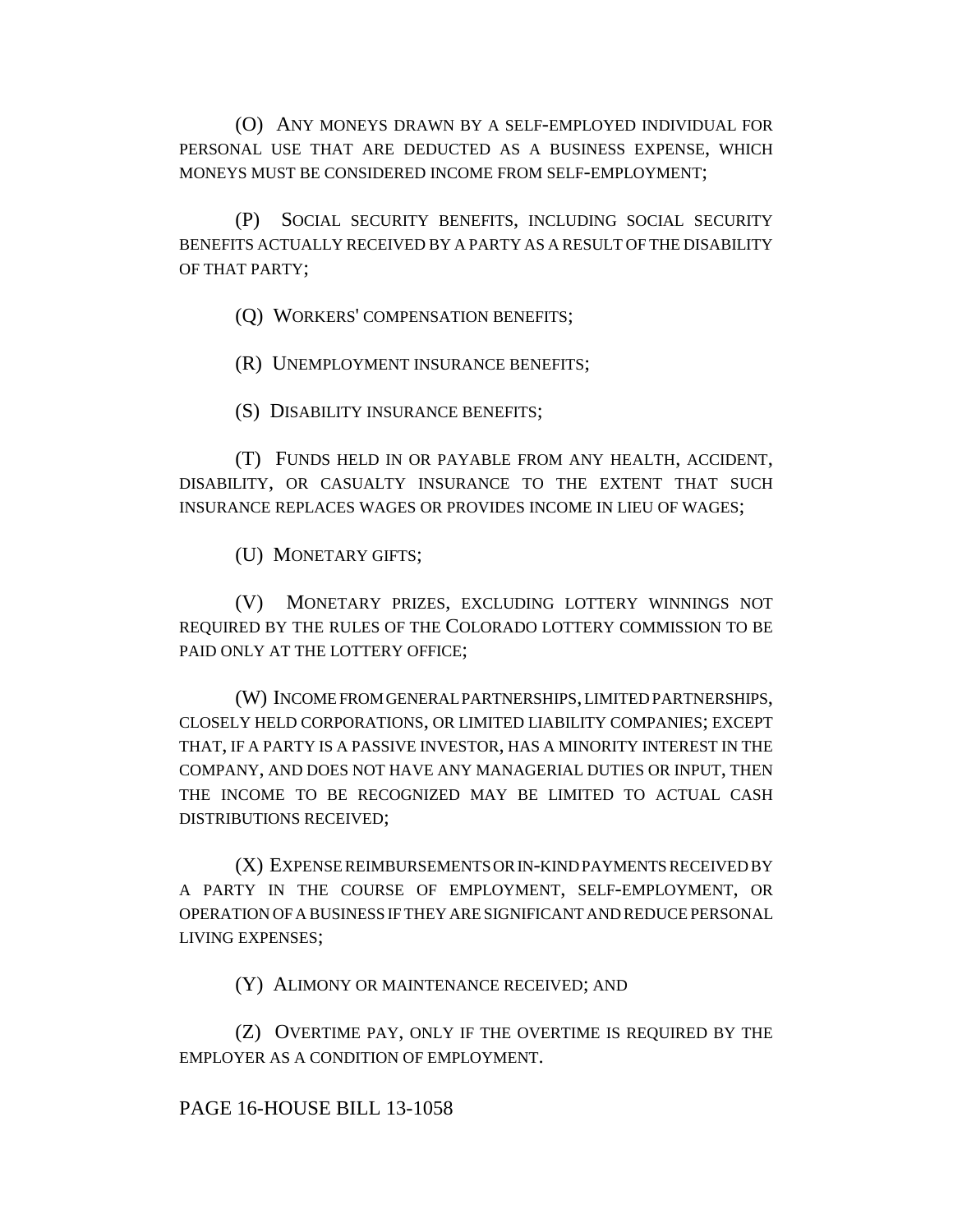(O) ANY MONEYS DRAWN BY A SELF-EMPLOYED INDIVIDUAL FOR PERSONAL USE THAT ARE DEDUCTED AS A BUSINESS EXPENSE, WHICH MONEYS MUST BE CONSIDERED INCOME FROM SELF-EMPLOYMENT;

(P) SOCIAL SECURITY BENEFITS, INCLUDING SOCIAL SECURITY BENEFITS ACTUALLY RECEIVED BY A PARTY AS A RESULT OF THE DISABILITY OF THAT PARTY;

(Q) WORKERS' COMPENSATION BENEFITS;

(R) UNEMPLOYMENT INSURANCE BENEFITS;

(S) DISABILITY INSURANCE BENEFITS;

(T) FUNDS HELD IN OR PAYABLE FROM ANY HEALTH, ACCIDENT, DISABILITY, OR CASUALTY INSURANCE TO THE EXTENT THAT SUCH INSURANCE REPLACES WAGES OR PROVIDES INCOME IN LIEU OF WAGES;

(U) MONETARY GIFTS;

(V) MONETARY PRIZES, EXCLUDING LOTTERY WINNINGS NOT REQUIRED BY THE RULES OF THE COLORADO LOTTERY COMMISSION TO BE PAID ONLY AT THE LOTTERY OFFICE;

(W) INCOME FROM GENERAL PARTNERSHIPS, LIMITED PARTNERSHIPS, CLOSELY HELD CORPORATIONS, OR LIMITED LIABILITY COMPANIES; EXCEPT THAT, IF A PARTY IS A PASSIVE INVESTOR, HAS A MINORITY INTEREST IN THE COMPANY, AND DOES NOT HAVE ANY MANAGERIAL DUTIES OR INPUT, THEN THE INCOME TO BE RECOGNIZED MAY BE LIMITED TO ACTUAL CASH DISTRIBUTIONS RECEIVED;

(X) EXPENSE REIMBURSEMENTS OR IN-KIND PAYMENTS RECEIVED BY A PARTY IN THE COURSE OF EMPLOYMENT, SELF-EMPLOYMENT, OR OPERATION OF A BUSINESS IF THEY ARE SIGNIFICANT AND REDUCE PERSONAL LIVING EXPENSES;

(Y) ALIMONY OR MAINTENANCE RECEIVED; AND

(Z) OVERTIME PAY, ONLY IF THE OVERTIME IS REQUIRED BY THE EMPLOYER AS A CONDITION OF EMPLOYMENT.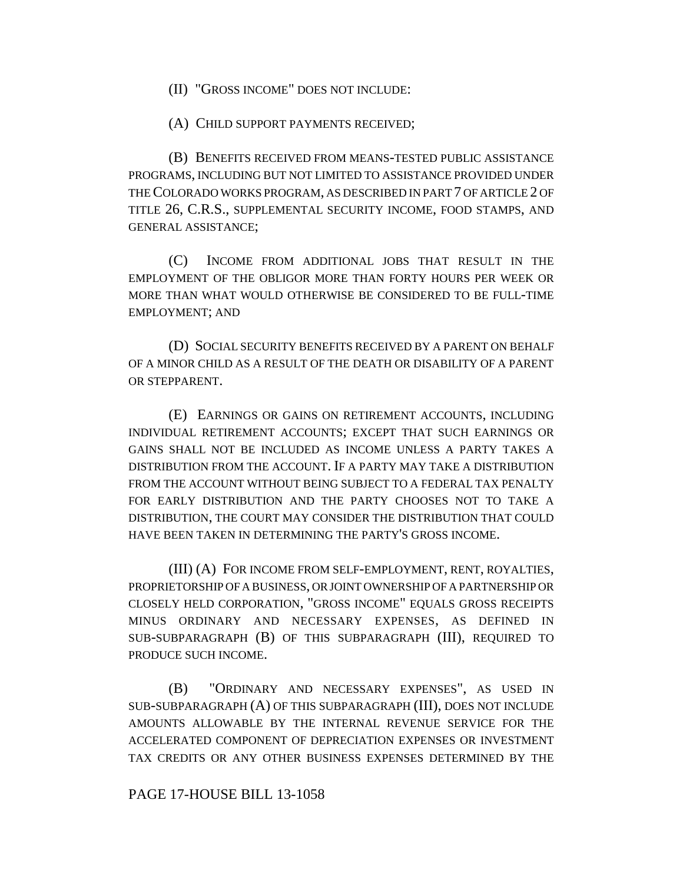(II) "GROSS INCOME" DOES NOT INCLUDE:

(A) CHILD SUPPORT PAYMENTS RECEIVED;

(B) BENEFITS RECEIVED FROM MEANS-TESTED PUBLIC ASSISTANCE PROGRAMS, INCLUDING BUT NOT LIMITED TO ASSISTANCE PROVIDED UNDER THE COLORADO WORKS PROGRAM, AS DESCRIBED IN PART 7 OF ARTICLE 2 OF TITLE 26, C.R.S., SUPPLEMENTAL SECURITY INCOME, FOOD STAMPS, AND GENERAL ASSISTANCE;

(C) INCOME FROM ADDITIONAL JOBS THAT RESULT IN THE EMPLOYMENT OF THE OBLIGOR MORE THAN FORTY HOURS PER WEEK OR MORE THAN WHAT WOULD OTHERWISE BE CONSIDERED TO BE FULL-TIME EMPLOYMENT; AND

(D) SOCIAL SECURITY BENEFITS RECEIVED BY A PARENT ON BEHALF OF A MINOR CHILD AS A RESULT OF THE DEATH OR DISABILITY OF A PARENT OR STEPPARENT.

(E) EARNINGS OR GAINS ON RETIREMENT ACCOUNTS, INCLUDING INDIVIDUAL RETIREMENT ACCOUNTS; EXCEPT THAT SUCH EARNINGS OR GAINS SHALL NOT BE INCLUDED AS INCOME UNLESS A PARTY TAKES A DISTRIBUTION FROM THE ACCOUNT. IF A PARTY MAY TAKE A DISTRIBUTION FROM THE ACCOUNT WITHOUT BEING SUBJECT TO A FEDERAL TAX PENALTY FOR EARLY DISTRIBUTION AND THE PARTY CHOOSES NOT TO TAKE A DISTRIBUTION, THE COURT MAY CONSIDER THE DISTRIBUTION THAT COULD HAVE BEEN TAKEN IN DETERMINING THE PARTY'S GROSS INCOME.

(III) (A) FOR INCOME FROM SELF-EMPLOYMENT, RENT, ROYALTIES, PROPRIETORSHIP OF A BUSINESS, OR JOINT OWNERSHIP OF A PARTNERSHIP OR CLOSELY HELD CORPORATION, "GROSS INCOME" EQUALS GROSS RECEIPTS MINUS ORDINARY AND NECESSARY EXPENSES, AS DEFINED IN SUB-SUBPARAGRAPH (B) OF THIS SUBPARAGRAPH (III), REQUIRED TO PRODUCE SUCH INCOME.

(B) "ORDINARY AND NECESSARY EXPENSES", AS USED IN SUB-SUBPARAGRAPH (A) OF THIS SUBPARAGRAPH (III), DOES NOT INCLUDE AMOUNTS ALLOWABLE BY THE INTERNAL REVENUE SERVICE FOR THE ACCELERATED COMPONENT OF DEPRECIATION EXPENSES OR INVESTMENT TAX CREDITS OR ANY OTHER BUSINESS EXPENSES DETERMINED BY THE

PAGE 17-HOUSE BILL 13-1058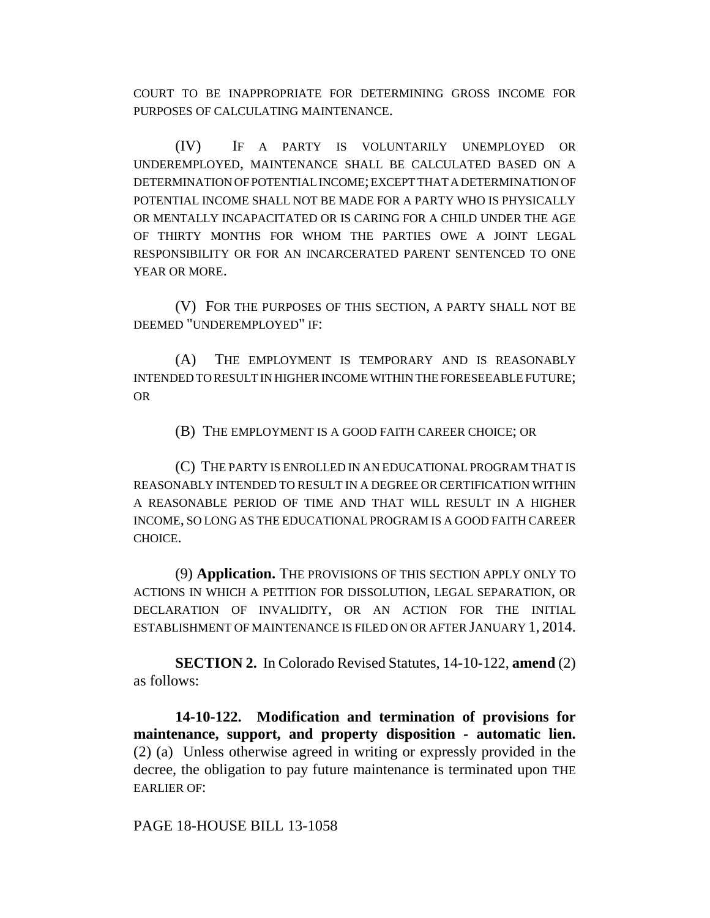COURT TO BE INAPPROPRIATE FOR DETERMINING GROSS INCOME FOR PURPOSES OF CALCULATING MAINTENANCE.

(IV) IF A PARTY IS VOLUNTARILY UNEMPLOYED OR UNDEREMPLOYED, MAINTENANCE SHALL BE CALCULATED BASED ON A DETERMINATION OF POTENTIAL INCOME; EXCEPT THAT A DETERMINATION OF POTENTIAL INCOME SHALL NOT BE MADE FOR A PARTY WHO IS PHYSICALLY OR MENTALLY INCAPACITATED OR IS CARING FOR A CHILD UNDER THE AGE OF THIRTY MONTHS FOR WHOM THE PARTIES OWE A JOINT LEGAL RESPONSIBILITY OR FOR AN INCARCERATED PARENT SENTENCED TO ONE YEAR OR MORE.

(V) FOR THE PURPOSES OF THIS SECTION, A PARTY SHALL NOT BE DEEMED "UNDEREMPLOYED" IF:

(A) THE EMPLOYMENT IS TEMPORARY AND IS REASONABLY INTENDED TO RESULT IN HIGHER INCOME WITHIN THE FORESEEABLE FUTURE; OR

(B) THE EMPLOYMENT IS A GOOD FAITH CAREER CHOICE; OR

(C) THE PARTY IS ENROLLED IN AN EDUCATIONAL PROGRAM THAT IS REASONABLY INTENDED TO RESULT IN A DEGREE OR CERTIFICATION WITHIN A REASONABLE PERIOD OF TIME AND THAT WILL RESULT IN A HIGHER INCOME, SO LONG AS THE EDUCATIONAL PROGRAM IS A GOOD FAITH CAREER CHOICE.

(9) **Application.** THE PROVISIONS OF THIS SECTION APPLY ONLY TO ACTIONS IN WHICH A PETITION FOR DISSOLUTION, LEGAL SEPARATION, OR DECLARATION OF INVALIDITY, OR AN ACTION FOR THE INITIAL ESTABLISHMENT OF MAINTENANCE IS FILED ON OR AFTER JANUARY 1, 2014.

**SECTION 2.** In Colorado Revised Statutes, 14-10-122, **amend** (2) as follows:

**14-10-122. Modification and termination of provisions for maintenance, support, and property disposition - automatic lien.** (2) (a) Unless otherwise agreed in writing or expressly provided in the decree, the obligation to pay future maintenance is terminated upon THE EARLIER OF: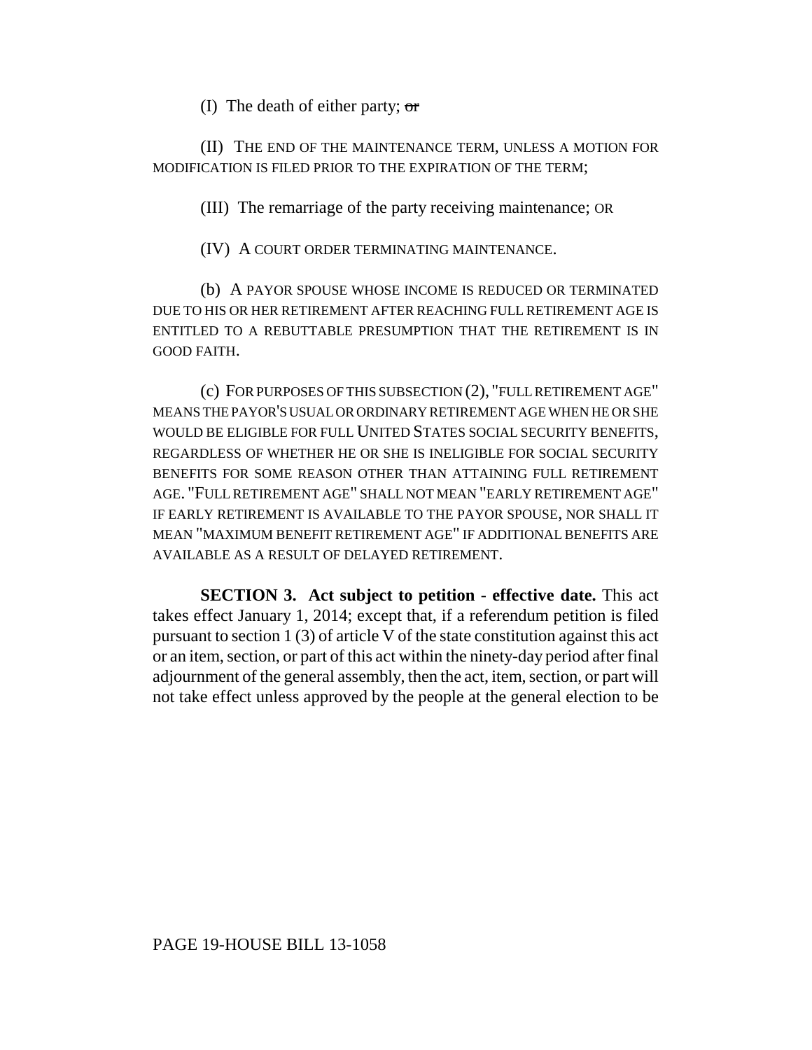(I) The death of either party; ~~or~~

(II) THE END OF THE MAINTENANCE TERM, UNLESS A MOTION FOR MODIFICATION IS FILED PRIOR TO THE EXPIRATION OF THE TERM;

(III) The remarriage of the party receiving maintenance; OR

(IV) A COURT ORDER TERMINATING MAINTENANCE.

(b) A PAYOR SPOUSE WHOSE INCOME IS REDUCED OR TERMINATED DUE TO HIS OR HER RETIREMENT AFTER REACHING FULL RETIREMENT AGE IS ENTITLED TO A REBUTTABLE PRESUMPTION THAT THE RETIREMENT IS IN GOOD FAITH.

(c) FOR PURPOSES OF THIS SUBSECTION (2), "FULL RETIREMENT AGE" MEANS THE PAYOR'S USUAL OR ORDINARY RETIREMENT AGE WHEN HE OR SHE WOULD BE ELIGIBLE FOR FULL UNITED STATES SOCIAL SECURITY BENEFITS, REGARDLESS OF WHETHER HE OR SHE IS INELIGIBLE FOR SOCIAL SECURITY BENEFITS FOR SOME REASON OTHER THAN ATTAINING FULL RETIREMENT AGE. "FULL RETIREMENT AGE" SHALL NOT MEAN "EARLY RETIREMENT AGE" IF EARLY RETIREMENT IS AVAILABLE TO THE PAYOR SPOUSE, NOR SHALL IT MEAN "MAXIMUM BENEFIT RETIREMENT AGE" IF ADDITIONAL BENEFITS ARE AVAILABLE AS A RESULT OF DELAYED RETIREMENT.

**SECTION 3. Act subject to petition - effective date.** This act takes effect January 1, 2014; except that, if a referendum petition is filed pursuant to section 1 (3) of article V of the state constitution against this act or an item, section, or part of this act within the ninety-day period after final adjournment of the general assembly, then the act, item, section, or part will not take effect unless approved by the people at the general election to be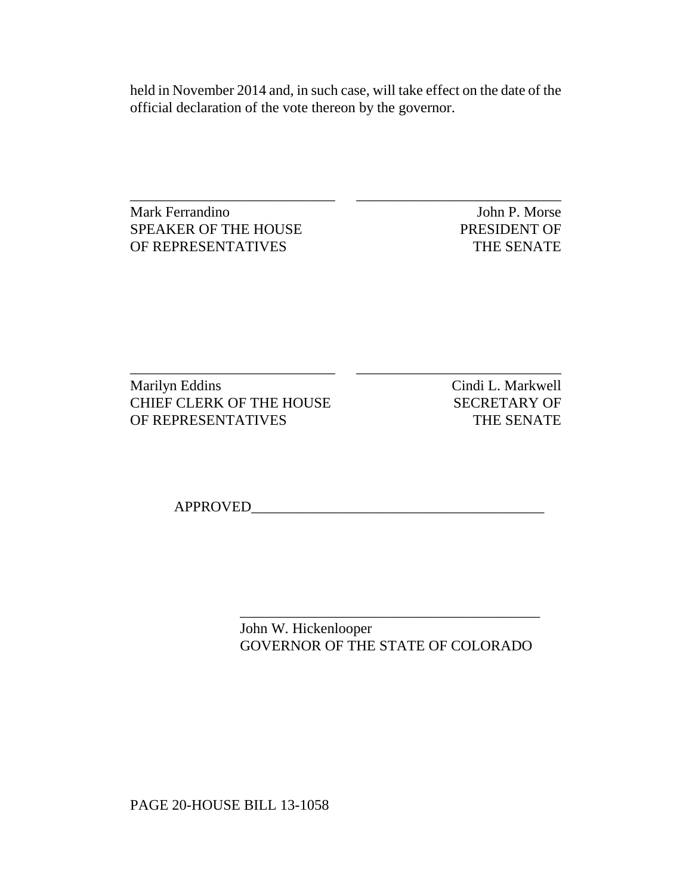held in November 2014 and, in such case, will take effect on the date of the official declaration of the vote thereon by the governor.

| | |
|---|---|
| \_\_\_\_\_\_\_\_\_\_\_\_\_\_\_\_\_\_\_\_\_\_\_\_\_\_\_\_ | \_\_\_\_\_\_\_\_\_\_\_\_\_\_\_\_\_\_\_\_\_\_\_\_\_\_\_\_ |
| Mark Ferrandino<br>SPEAKER OF THE HOUSE<br>OF REPRESENTATIVES | John P. Morse<br>PRESIDENT OF<br>THE SENATE |

| | |
|---|---|
| \_\_\_\_\_\_\_\_\_\_\_\_\_\_\_\_\_\_\_\_\_\_\_\_\_\_\_\_ | \_\_\_\_\_\_\_\_\_\_\_\_\_\_\_\_\_\_\_\_\_\_\_\_\_\_\_\_ |
| Marilyn Eddins<br>CHIEF CLERK OF THE HOUSE<br>OF REPRESENTATIVES | Cindi L. Markwell<br>SECRETARY OF<br>THE SENATE |

APPROVED\_\_\_\_\_\_\_\_\_\_\_\_\_\_\_\_\_\_\_\_\_\_\_\_\_\_\_\_\_\_\_\_\_\_\_\_\_\_\_\_

\_\_\_\_\_\_\_\_\_\_\_\_\_\_\_\_\_\_\_\_\_\_\_\_\_\_\_\_\_\_\_\_\_\_\_\_\_\_\_\_\_\_

John W. Hickenlooper
GOVERNOR OF THE STATE OF COLORADO

PAGE 20-HOUSE BILL 13-1058